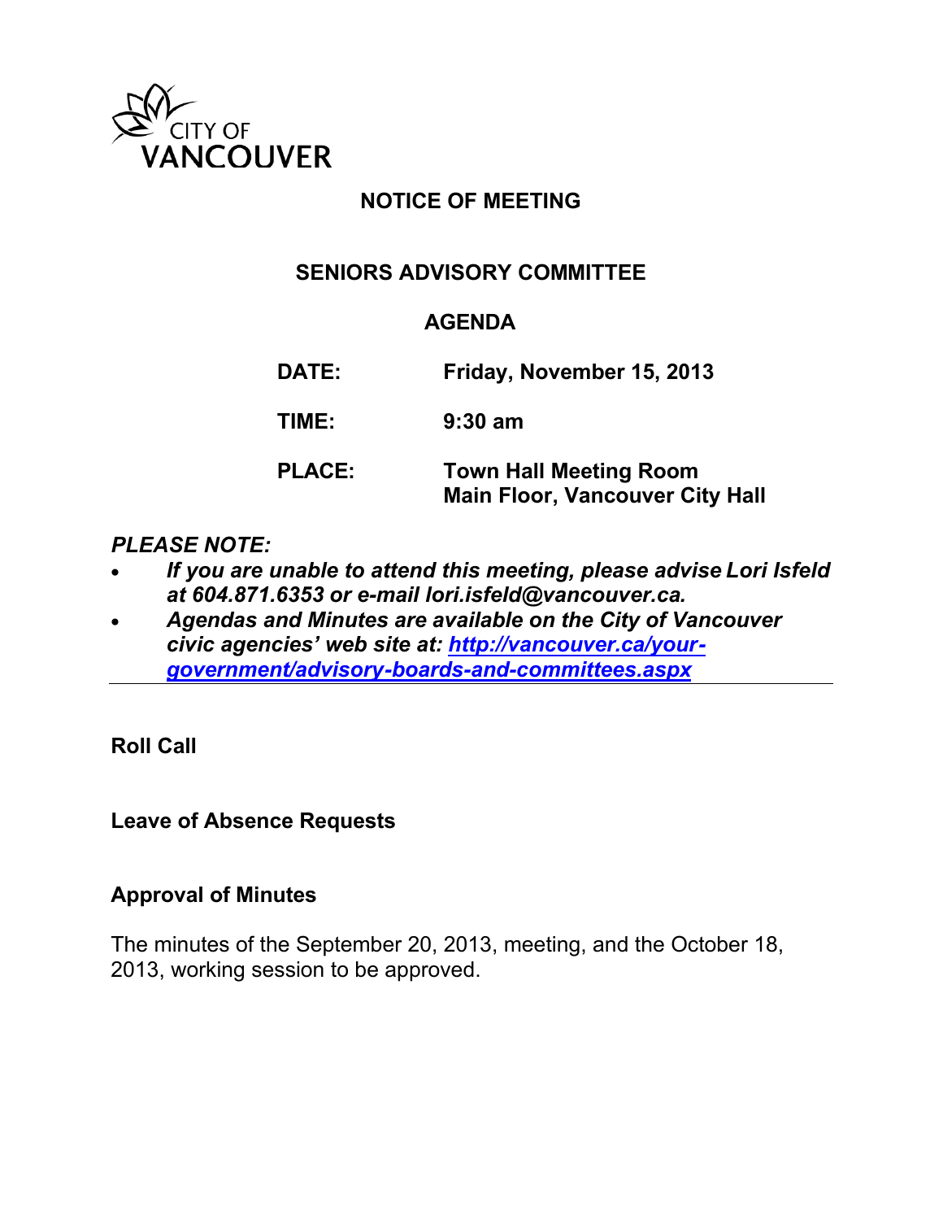CITY OF VANCOUVER

# NOTICE OF MEETING

## SENIORS ADVISORY COMMITTEE

## AGENDA

| | |
|---|---|
| **DATE:** | **Friday, November 15, 2013** |
| **TIME:** | **9:30 am** |
| **PLACE:** | **Town Hall Meeting Room**<br>**Main Floor, Vancouver City Hall** |

***PLEASE NOTE:***

- ***If you are unable to attend this meeting, please advise Lori Isfeld at 604.871.6353 or e-mail lori.isfeld@vancouver.ca.***
- ***Agendas and Minutes are available on the City of Vancouver civic agencies' web site at: [http://vancouver.ca/your-government/advisory-boards-and-committees.aspx](http://vancouver.ca/your-government/advisory-boards-and-committees.aspx)***

---

**Roll Call**

**Leave of Absence Requests**

**Approval of Minutes**

The minutes of the September 20, 2013, meeting, and the October 18, 2013, working session to be approved.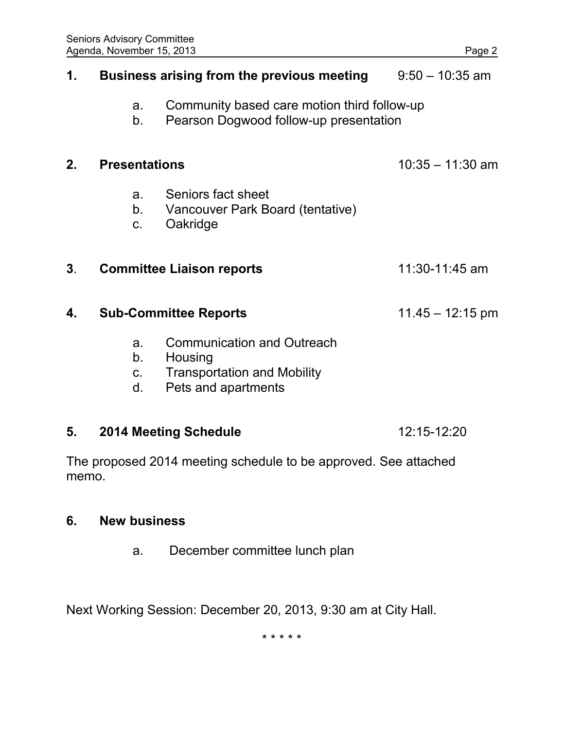## 1. Business arising from the previous meeting 9:50 – 10:35 am

a. Community based care motion third follow-up
b. Pearson Dogwood follow-up presentation

## 2. Presentations 10:35 – 11:30 am

a. Seniors fact sheet
b. Vancouver Park Board (tentative)
c. Oakridge

## 3. Committee Liaison reports 11:30-11:45 am

## 4. Sub-Committee Reports 11.45 – 12:15 pm

a. Communication and Outreach
b. Housing
c. Transportation and Mobility
d. Pets and apartments

## 5. 2014 Meeting Schedule 12:15-12:20

The proposed 2014 meeting schedule to be approved. See attached memo.

## 6. New business

a. December committee lunch plan

Next Working Session: December 20, 2013, 9:30 am at City Hall.

* * * * *